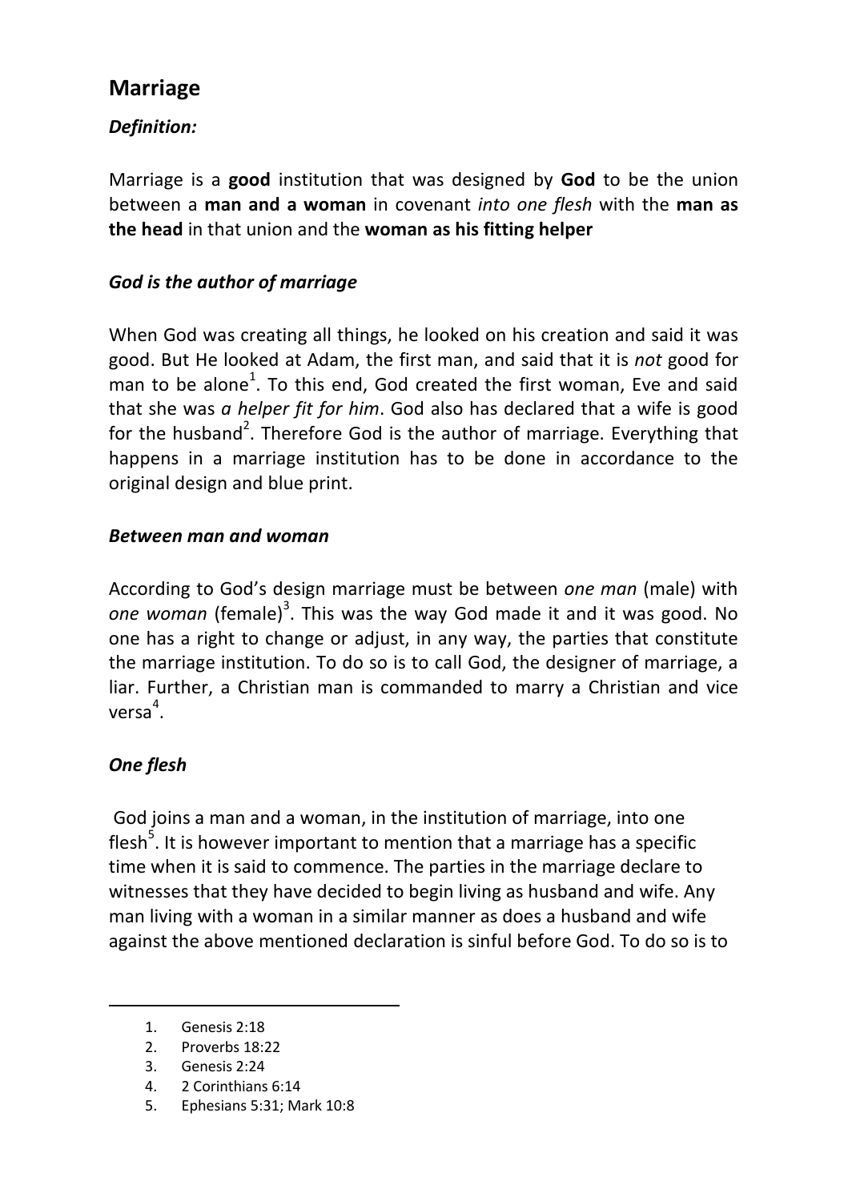# Marriage

***Definition:***

Marriage is a **good** institution that was designed by **God** to be the union between a **man and a woman** in covenant *into one flesh* with the **man as the head** in that union and the **woman as his fitting helper**

***God is the author of marriage***

When God was creating all things, he looked on his creation and said it was good. But He looked at Adam, the first man, and said that it is *not* good for man to be alone[1]. To this end, God created the first woman, Eve and said that she was *a helper fit for him*. God also has declared that a wife is good for the husband[2]. Therefore God is the author of marriage. Everything that happens in a marriage institution has to be done in accordance to the original design and blue print.

***Between man and woman***

According to God's design marriage must be between *one man* (male) with *one woman* (female)[3]. This was the way God made it and it was good. No one has a right to change or adjust, in any way, the parties that constitute the marriage institution. To do so is to call God, the designer of marriage, a liar. Further, a Christian man is commanded to marry a Christian and vice versa[4].

***One flesh***

God joins a man and a woman, in the institution of marriage, into one flesh[5]. It is however important to mention that a marriage has a specific time when it is said to commence. The parties in the marriage declare to witnesses that they have decided to begin living as husband and wife. Any man living with a woman in a similar manner as does a husband and wife against the above mentioned declaration is sinful before God. To do so is to

---

1. Genesis 2:18
2. Proverbs 18:22
3. Genesis 2:24
4. 2 Corinthians 6:14
5. Ephesians 5:31; Mark 10:8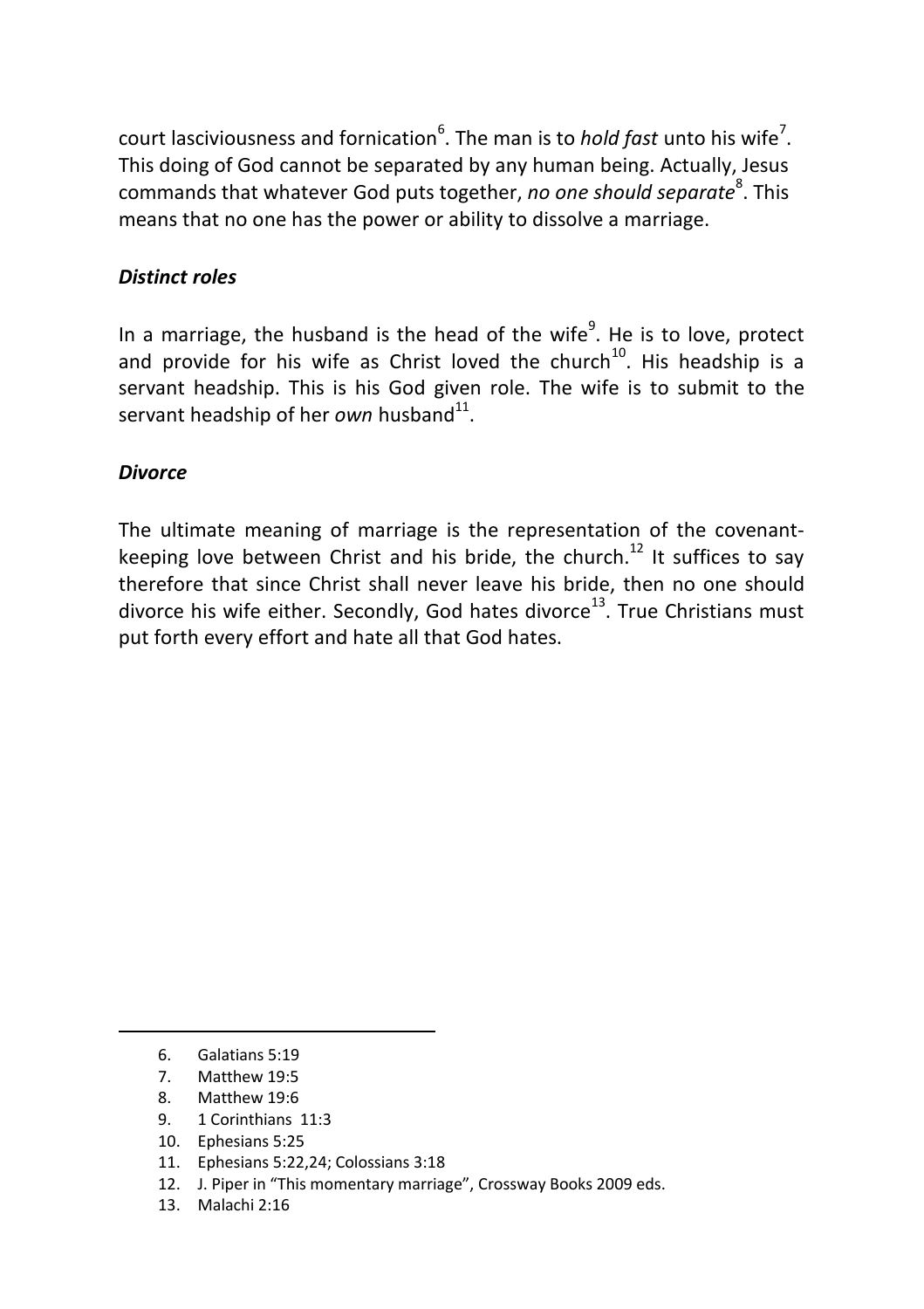court lasciviousness and fornication[6]. The man is to *hold fast* unto his wife[7]. This doing of God cannot be separated by any human being. Actually, Jesus commands that whatever God puts together, *no one should separate*[8]. This means that no one has the power or ability to dissolve a marriage.

### *Distinct roles*

In a marriage, the husband is the head of the wife[9]. He is to love, protect and provide for his wife as Christ loved the church[10]. His headship is a servant headship. This is his God given role. The wife is to submit to the servant headship of her *own* husband[11].

### *Divorce*

The ultimate meaning of marriage is the representation of the covenant-keeping love between Christ and his bride, the church.[12] It suffices to say therefore that since Christ shall never leave his bride, then no one should divorce his wife either. Secondly, God hates divorce[13]. True Christians must put forth every effort and hate all that God hates.

---

6. Galatians 5:19
7. Matthew 19:5
8. Matthew 19:6
9. 1 Corinthians 11:3
10. Ephesians 5:25
11. Ephesians 5:22,24; Colossians 3:18
12. J. Piper in "This momentary marriage", Crossway Books 2009 eds.
13. Malachi 2:16